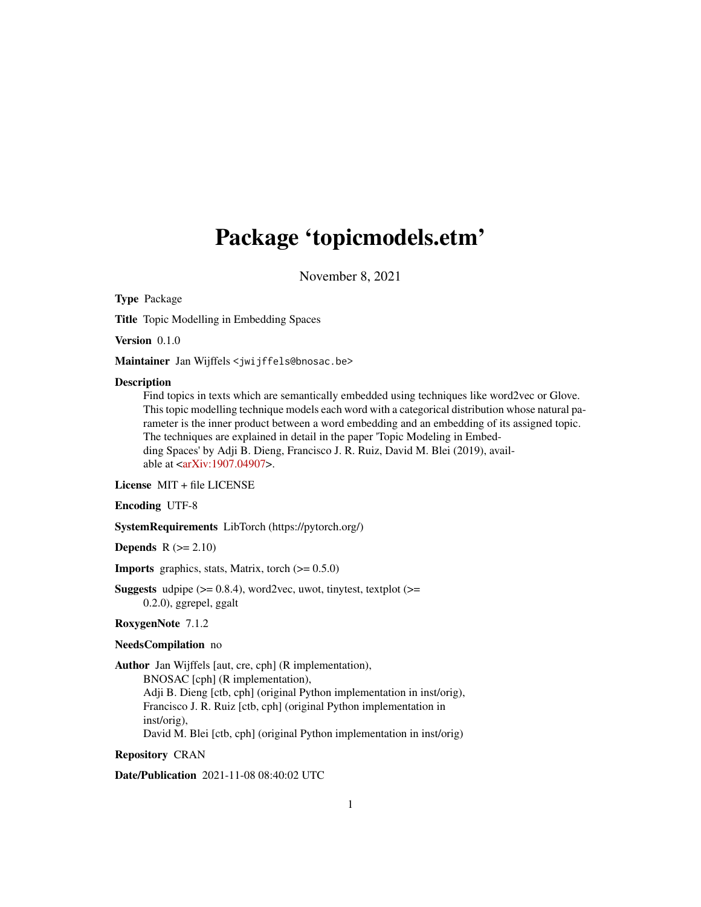# Package 'topicmodels.etm'

November 8, 2021

**Type** Package

**Title** Topic Modelling in Embedding Spaces

**Version** 0.1.0

**Maintainer** Jan Wijffels <jwijffels@bnosac.be>

**Description**
Find topics in texts which are semantically embedded using techniques like word2vec or Glove. This topic modelling technique models each word with a categorical distribution whose natural parameter is the inner product between a word embedding and an embedding of its assigned topic. The techniques are explained in detail in the paper 'Topic Modeling in Embedding Spaces' by Adji B. Dieng, Francisco J. R. Ruiz, David M. Blei (2019), available at <arXiv:1907.04907>.

**License** MIT + file LICENSE

**Encoding** UTF-8

**SystemRequirements** LibTorch (https://pytorch.org/)

**Depends** R (>= 2.10)

**Imports** graphics, stats, Matrix, torch (>= 0.5.0)

**Suggests** udpipe (>= 0.8.4), word2vec, uwot, tinytest, textplot (>= 0.2.0), ggrepel, ggalt

**RoxygenNote** 7.1.2

**NeedsCompilation** no

**Author** Jan Wijffels [aut, cre, cph] (R implementation),
BNOSAC [cph] (R implementation),
Adji B. Dieng [ctb, cph] (original Python implementation in inst/orig),
Francisco J. R. Ruiz [ctb, cph] (original Python implementation in inst/orig),
David M. Blei [ctb, cph] (original Python implementation in inst/orig)

**Repository** CRAN

**Date/Publication** 2021-11-08 08:40:02 UTC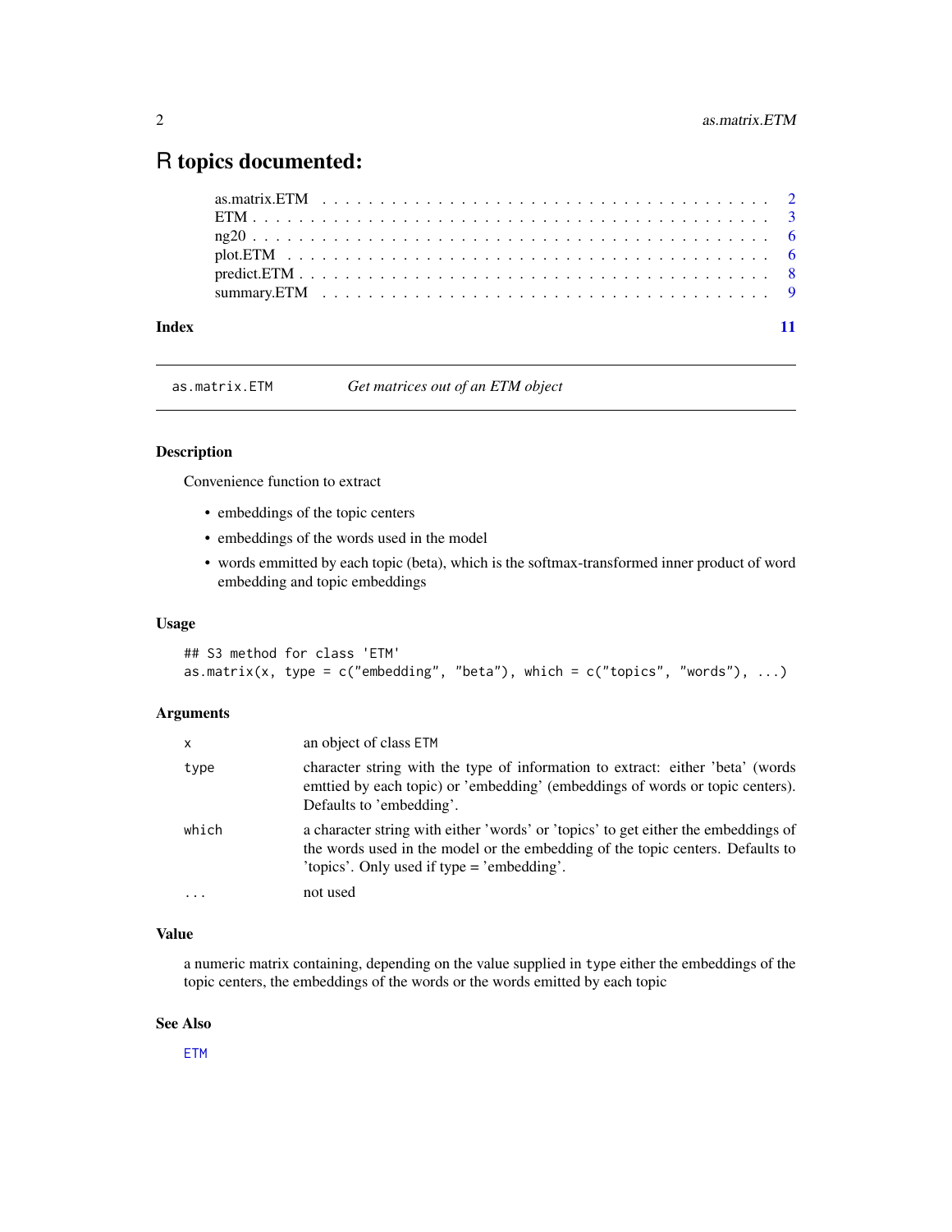# R topics documented:

as.matrix.ETM . . . . . . . . . . . . . . . . . . . . . . . . . . . . . . . . . . . . 2
ETM . . . . . . . . . . . . . . . . . . . . . . . . . . . . . . . . . . . . . . . . . 3
ng20 . . . . . . . . . . . . . . . . . . . . . . . . . . . . . . . . . . . . . . . . 6
plot.ETM . . . . . . . . . . . . . . . . . . . . . . . . . . . . . . . . . . . . . . 6
predict.ETM . . . . . . . . . . . . . . . . . . . . . . . . . . . . . . . . . . . . 8
summary.ETM . . . . . . . . . . . . . . . . . . . . . . . . . . . . . . . . . . . . 9

**Index** 11

---

`as.matrix.ETM` *Get matrices out of an ETM object*

---

### Description

Convenience function to extract

- embeddings of the topic centers
- embeddings of the words used in the model
- words emmitted by each topic (beta), which is the softmax-transformed inner product of word embedding and topic embeddings

### Usage

```
## S3 method for class 'ETM'
as.matrix(x, type = c("embedding", "beta"), which = c("topics", "words"), ...)
```

### Arguments

| | |
|---|---|
| `x` | an object of class `ETM` |
| `type` | character string with the type of information to extract: either 'beta' (words emttied by each topic) or 'embedding' (embeddings of words or topic centers). Defaults to 'embedding'. |
| `which` | a character string with either 'words' or 'topics' to get either the embeddings of the words used in the model or the embedding of the topic centers. Defaults to 'topics'. Only used if type = 'embedding'. |
| `...` | not used |

### Value

a numeric matrix containing, depending on the value supplied in `type` either the embeddings of the topic centers, the embeddings of the words or the words emitted by each topic

### See Also

`ETM`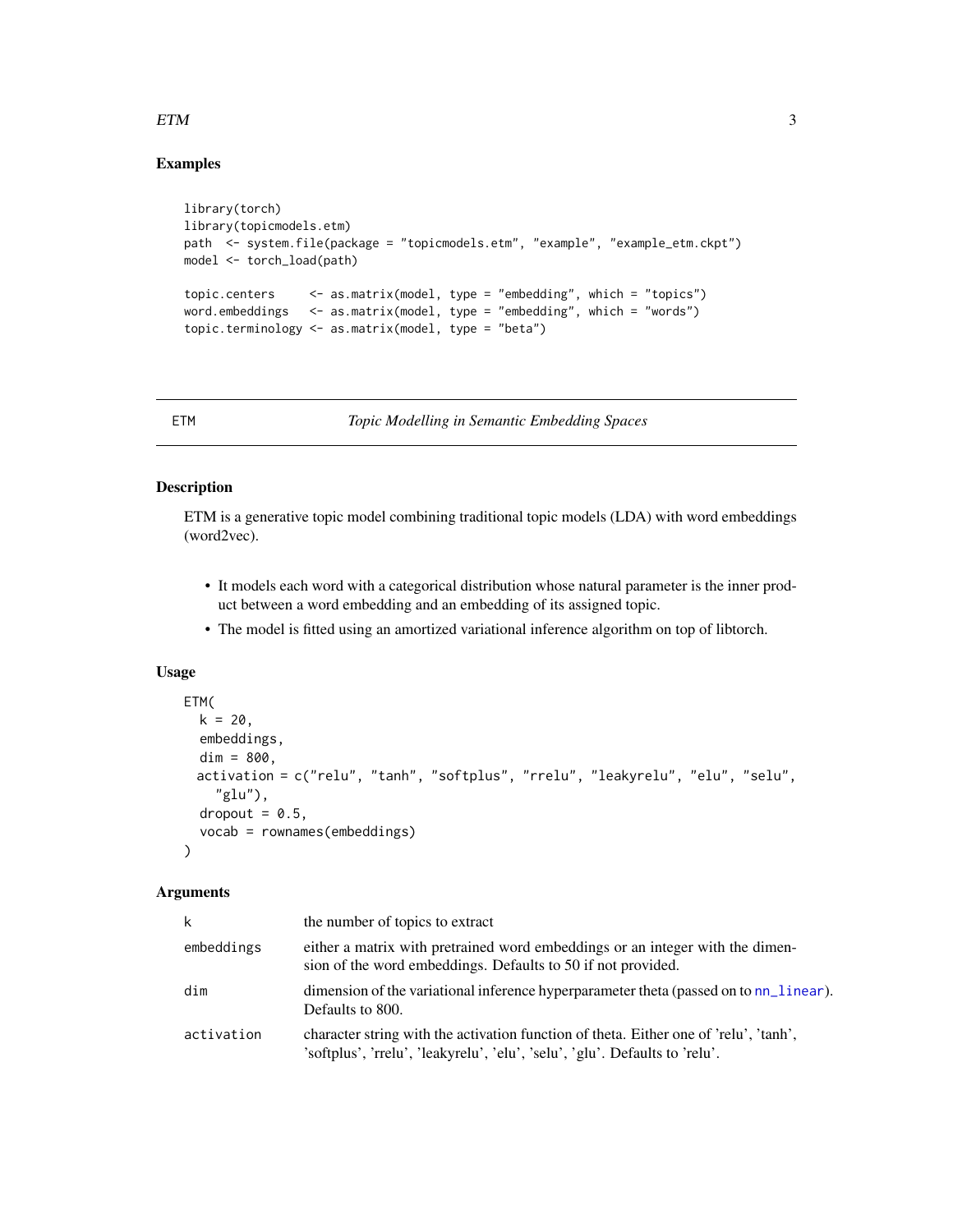## Examples

```
library(torch)
library(topicmodels.etm)
path  <- system.file(package = "topicmodels.etm", "example", "example_etm.ckpt")
model <- torch_load(path)

topic.centers     <- as.matrix(model, type = "embedding", which = "topics")
word.embeddings   <- as.matrix(model, type = "embedding", which = "words")
topic.terminology <- as.matrix(model, type = "beta")
```

---

# ETM — *Topic Modelling in Semantic Embedding Spaces*

## Description

ETM is a generative topic model combining traditional topic models (LDA) with word embeddings (word2vec).

- It models each word with a categorical distribution whose natural parameter is the inner product between a word embedding and an embedding of its assigned topic.
- The model is fitted using an amortized variational inference algorithm on top of libtorch.

## Usage

```
ETM(
  k = 20,
  embeddings,
  dim = 800,
  activation = c("relu", "tanh", "softplus", "rrelu", "leakyrelu", "elu", "selu",
    "glu"),
  dropout = 0.5,
  vocab = rownames(embeddings)
)
```

## Arguments

| Argument | Description |
|---|---|
| `k` | the number of topics to extract |
| `embeddings` | either a matrix with pretrained word embeddings or an integer with the dimension of the word embeddings. Defaults to 50 if not provided. |
| `dim` | dimension of the variational inference hyperparameter theta (passed on to `nn_linear`). Defaults to 800. |
| `activation` | character string with the activation function of theta. Either one of 'relu', 'tanh', 'softplus', 'rrelu', 'leakyrelu', 'elu', 'selu', 'glu'. Defaults to 'relu'. |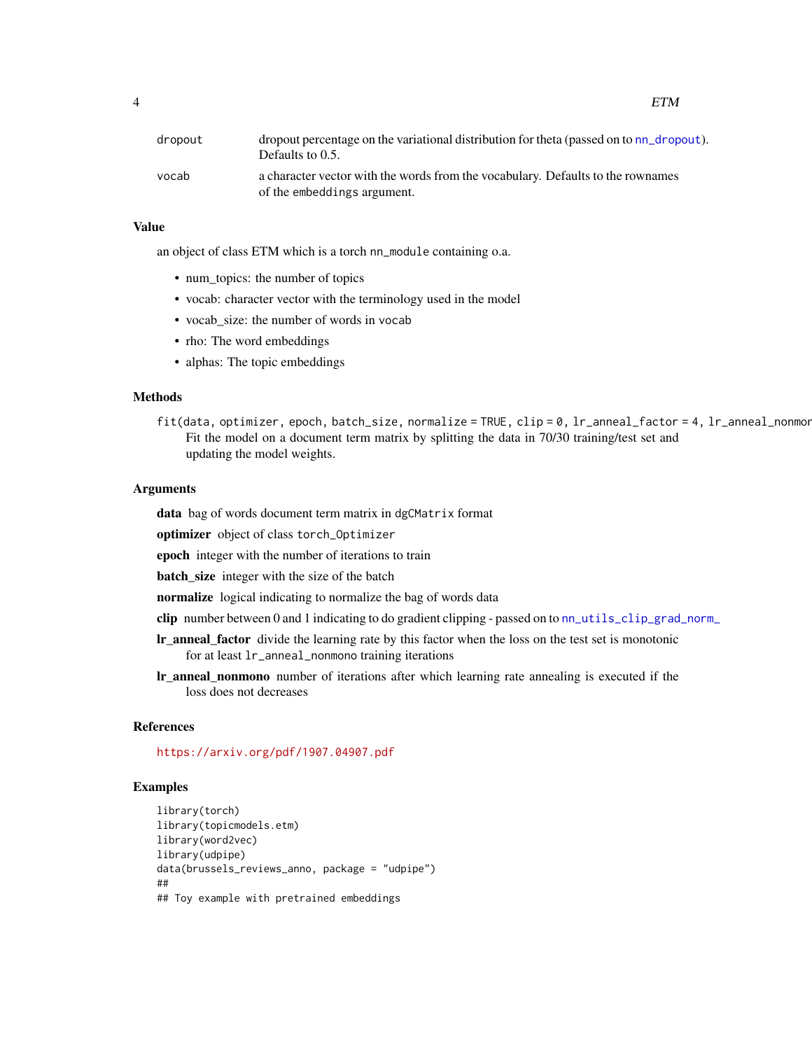dropout  dropout percentage on the variational distribution for theta (passed on to `nn_dropout`). Defaults to 0.5.

vocab  a character vector with the words from the vocabulary. Defaults to the rownames of the `embeddings` argument.

### Value

an object of class ETM which is a torch `nn_module` containing o.a.

- num_topics: the number of topics
- vocab: character vector with the terminology used in the model
- vocab_size: the number of words in `vocab`
- rho: The word embeddings
- alphas: The topic embeddings

### Methods

`fit(data, optimizer, epoch, batch_size, normalize = TRUE, clip = 0, lr_anneal_factor = 4, lr_anneal_nonmor`
Fit the model on a document term matrix by splitting the data in 70/30 training/test set and updating the model weights.

### Arguments

**data** bag of words document term matrix in `dgCMatrix` format

**optimizer** object of class `torch_Optimizer`

**epoch** integer with the number of iterations to train

**batch_size** integer with the size of the batch

**normalize** logical indicating to normalize the bag of words data

**clip** number between 0 and 1 indicating to do gradient clipping - passed on to `nn_utils_clip_grad_norm_`

**lr_anneal_factor** divide the learning rate by this factor when the loss on the test set is monotonic for at least `lr_anneal_nonmono` training iterations

**lr_anneal_nonmono** number of iterations after which learning rate annealing is executed if the loss does not decreases

### References

https://arxiv.org/pdf/1907.04907.pdf

### Examples

```
library(torch)
library(topicmodels.etm)
library(word2vec)
library(udpipe)
data(brussels_reviews_anno, package = "udpipe")
##
## Toy example with pretrained embeddings
```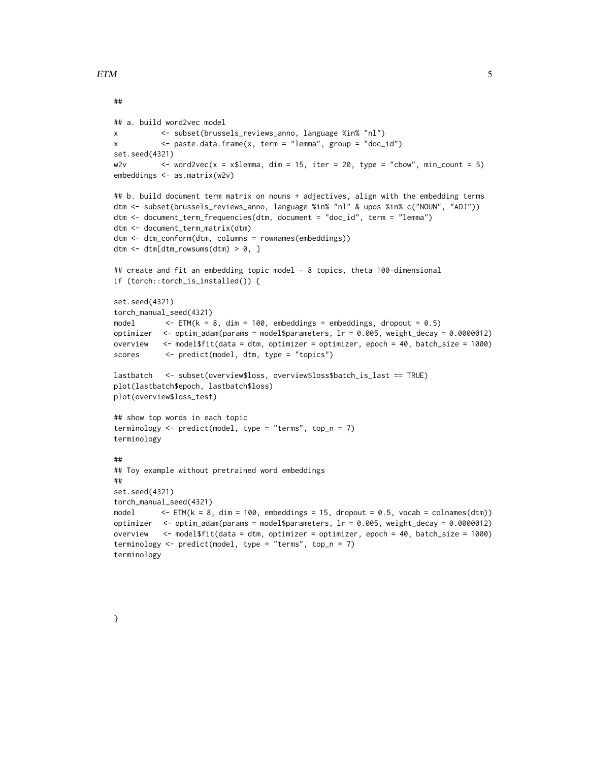```
##
## a. build word2vec model
x          <- subset(brussels_reviews_anno, language %in% "nl")
x          <- paste.data.frame(x, term = "lemma", group = "doc_id")
set.seed(4321)
w2v        <- word2vec(x = x$lemma, dim = 15, iter = 20, type = "cbow", min_count = 5)
embeddings <- as.matrix(w2v)

## b. build document term matrix on nouns + adjectives, align with the embedding terms
dtm <- subset(brussels_reviews_anno, language %in% "nl" & upos %in% c("NOUN", "ADJ"))
dtm <- document_term_frequencies(dtm, document = "doc_id", term = "lemma")
dtm <- document_term_matrix(dtm)
dtm <- dtm_conform(dtm, columns = rownames(embeddings))
dtm <- dtm[dtm_rowsums(dtm) > 0, ]

## create and fit an embedding topic model - 8 topics, theta 100-dimensional
if (torch::torch_is_installed()) {

set.seed(4321)
torch_manual_seed(4321)
model       <- ETM(k = 8, dim = 100, embeddings = embeddings, dropout = 0.5)
optimizer   <- optim_adam(params = model$parameters, lr = 0.005, weight_decay = 0.0000012)
overview    <- model$fit(data = dtm, optimizer = optimizer, epoch = 40, batch_size = 1000)
scores      <- predict(model, dtm, type = "topics")

lastbatch   <- subset(overview$loss, overview$loss$batch_is_last == TRUE)
plot(lastbatch$epoch, lastbatch$loss)
plot(overview$loss_test)

## show top words in each topic
terminology <- predict(model, type = "terms", top_n = 7)
terminology

##
## Toy example without pretrained word embeddings
##
set.seed(4321)
torch_manual_seed(4321)
model       <- ETM(k = 8, dim = 100, embeddings = 15, dropout = 0.5, vocab = colnames(dtm))
optimizer   <- optim_adam(params = model$parameters, lr = 0.005, weight_decay = 0.0000012)
overview    <- model$fit(data = dtm, optimizer = optimizer, epoch = 40, batch_size = 1000)
terminology <- predict(model, type = "terms", top_n = 7)
terminology




}
```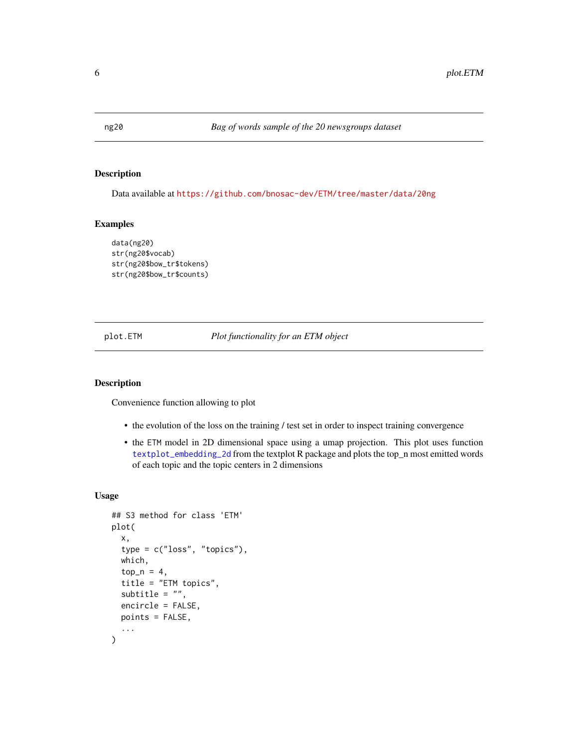## ng20 — *Bag of words sample of the 20 newsgroups dataset*

### Description

Data available at https://github.com/bnosac-dev/ETM/tree/master/data/20ng

### Examples

```
data(ng20)
str(ng20$vocab)
str(ng20$bow_tr$tokens)
str(ng20$bow_tr$counts)
```

## plot.ETM — *Plot functionality for an ETM object*

### Description

Convenience function allowing to plot

- the evolution of the loss on the training / test set in order to inspect training convergence
- the ETM model in 2D dimensional space using a umap projection. This plot uses function textplot_embedding_2d from the textplot R package and plots the top_n most emitted words of each topic and the topic centers in 2 dimensions

### Usage

```
## S3 method for class 'ETM'
plot(
  x,
  type = c("loss", "topics"),
  which,
  top_n = 4,
  title = "ETM topics",
  subtitle = "",
  encircle = FALSE,
  points = FALSE,
  ...
)
```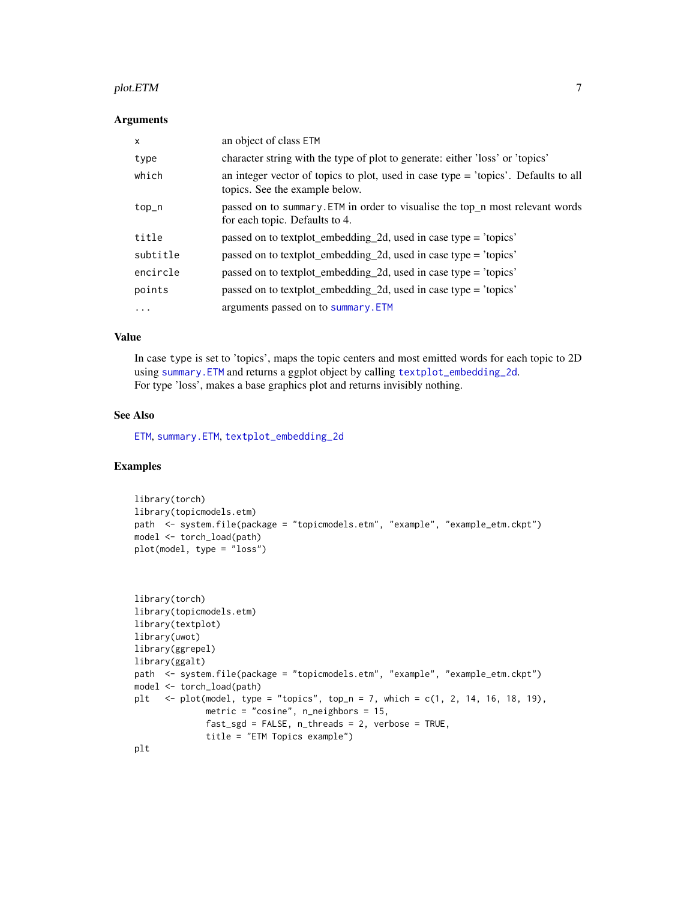## Arguments

| | |
|---|---|
| `x` | an object of class `ETM` |
| `type` | character string with the type of plot to generate: either 'loss' or 'topics' |
| `which` | an integer vector of topics to plot, used in case type = 'topics'. Defaults to all topics. See the example below. |
| `top_n` | passed on to `summary.ETM` in order to visualise the top_n most relevant words for each topic. Defaults to 4. |
| `title` | passed on to textplot_embedding_2d, used in case type = 'topics' |
| `subtitle` | passed on to textplot_embedding_2d, used in case type = 'topics' |
| `encircle` | passed on to textplot_embedding_2d, used in case type = 'topics' |
| `points` | passed on to textplot_embedding_2d, used in case type = 'topics' |
| `...` | arguments passed on to `summary.ETM` |

## Value

In case `type` is set to 'topics', maps the topic centers and most emitted words for each topic to 2D using `summary.ETM` and returns a ggplot object by calling `textplot_embedding_2d`.
For type 'loss', makes a base graphics plot and returns invisibly nothing.

## See Also

`ETM`, `summary.ETM`, `textplot_embedding_2d`

## Examples

```
library(torch)
library(topicmodels.etm)
path  <- system.file(package = "topicmodels.etm", "example", "example_etm.ckpt")
model <- torch_load(path)
plot(model, type = "loss")



library(torch)
library(topicmodels.etm)
library(textplot)
library(uwot)
library(ggrepel)
library(ggalt)
path  <- system.file(package = "topicmodels.etm", "example", "example_etm.ckpt")
model <- torch_load(path)
plt   <- plot(model, type = "topics", top_n = 7, which = c(1, 2, 14, 16, 18, 19),
              metric = "cosine", n_neighbors = 15,
              fast_sgd = FALSE, n_threads = 2, verbose = TRUE,
              title = "ETM Topics example")
plt
```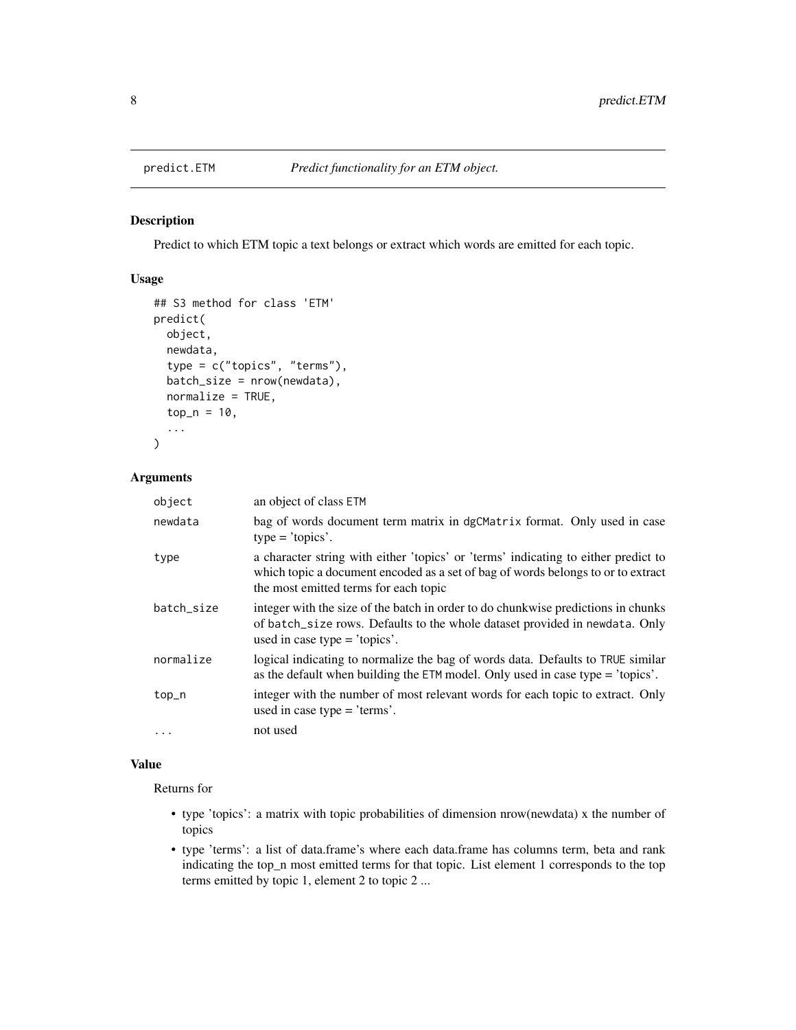## predict.ETM — *Predict functionality for an ETM object.*

### Description

Predict to which ETM topic a text belongs or extract which words are emitted for each topic.

### Usage

```
## S3 method for class 'ETM'
predict(
  object,
  newdata,
  type = c("topics", "terms"),
  batch_size = nrow(newdata),
  normalize = TRUE,
  top_n = 10,
  ...
)
```

### Arguments

| | |
|---|---|
| object | an object of class ETM |
| newdata | bag of words document term matrix in dgCMatrix format. Only used in case type = 'topics'. |
| type | a character string with either 'topics' or 'terms' indicating to either predict to which topic a document encoded as a set of bag of words belongs to or to extract the most emitted terms for each topic |
| batch_size | integer with the size of the batch in order to do chunkwise predictions in chunks of batch_size rows. Defaults to the whole dataset provided in newdata. Only used in case type = 'topics'. |
| normalize | logical indicating to normalize the bag of words data. Defaults to TRUE similar as the default when building the ETM model. Only used in case type = 'topics'. |
| top_n | integer with the number of most relevant words for each topic to extract. Only used in case type = 'terms'. |
| ... | not used |

### Value

Returns for

- type 'topics': a matrix with topic probabilities of dimension nrow(newdata) x the number of topics
- type 'terms': a list of data.frame's where each data.frame has columns term, beta and rank indicating the top_n most emitted terms for that topic. List element 1 corresponds to the top terms emitted by topic 1, element 2 to topic 2 ...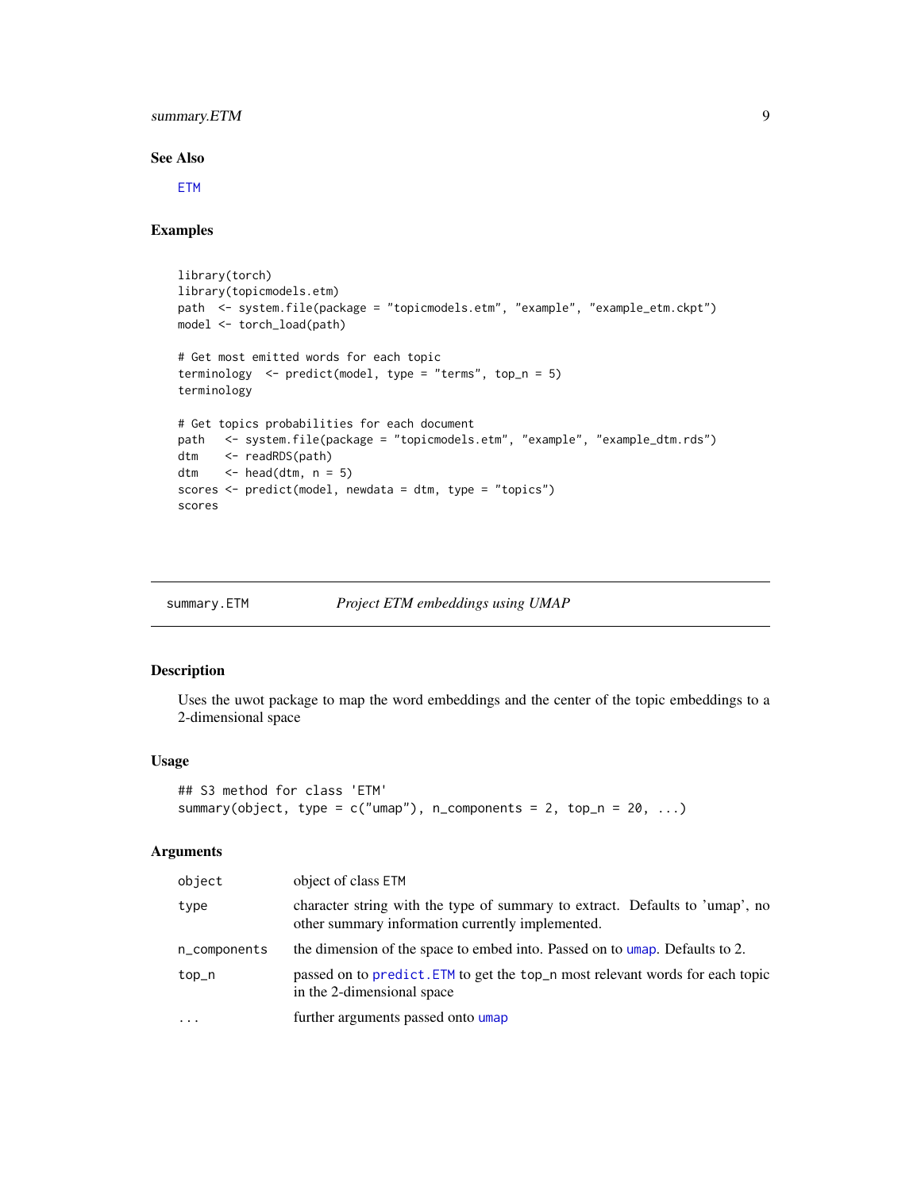## See Also

ETM

## Examples

```
library(torch)
library(topicmodels.etm)
path  <- system.file(package = "topicmodels.etm", "example", "example_etm.ckpt")
model <- torch_load(path)

# Get most emitted words for each topic
terminology  <- predict(model, type = "terms", top_n = 5)
terminology

# Get topics probabilities for each document
path   <- system.file(package = "topicmodels.etm", "example", "example_dtm.rds")
dtm    <- readRDS(path)
dtm    <- head(dtm, n = 5)
scores <- predict(model, newdata = dtm, type = "topics")
scores
```

---

# summary.ETM *Project ETM embeddings using UMAP*

## Description

Uses the uwot package to map the word embeddings and the center of the topic embeddings to a 2-dimensional space

## Usage

```
## S3 method for class 'ETM'
summary(object, type = c("umap"), n_components = 2, top_n = 20, ...)
```

## Arguments

| | |
|---|---|
| `object` | object of class ETM |
| `type` | character string with the type of summary to extract. Defaults to 'umap', no other summary information currently implemented. |
| `n_components` | the dimension of the space to embed into. Passed on to `umap`. Defaults to 2. |
| `top_n` | passed on to `predict.ETM` to get the `top_n` most relevant words for each topic in the 2-dimensional space |
| `...` | further arguments passed onto `umap` |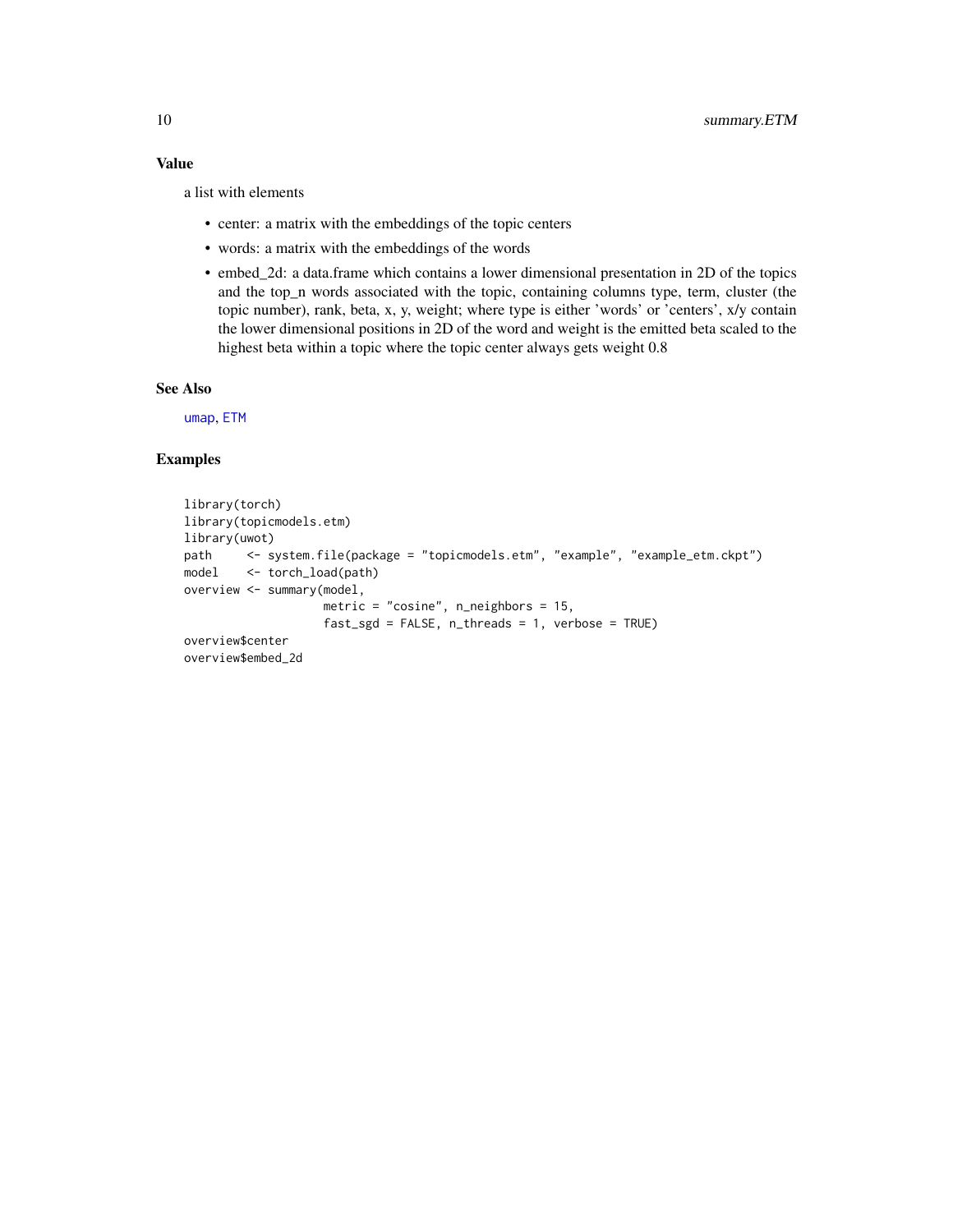## Value

a list with elements

- center: a matrix with the embeddings of the topic centers
- words: a matrix with the embeddings of the words
- embed_2d: a data.frame which contains a lower dimensional presentation in 2D of the topics and the top_n words associated with the topic, containing columns type, term, cluster (the topic number), rank, beta, x, y, weight; where type is either 'words' or 'centers', x/y contain the lower dimensional positions in 2D of the word and weight is the emitted beta scaled to the highest beta within a topic where the topic center always gets weight 0.8

## See Also

umap, ETM

## Examples

```
library(torch)
library(topicmodels.etm)
library(uwot)
path     <- system.file(package = "topicmodels.etm", "example", "example_etm.ckpt")
model    <- torch_load(path)
overview <- summary(model,
                    metric = "cosine", n_neighbors = 15,
                    fast_sgd = FALSE, n_threads = 1, verbose = TRUE)
overview$center
overview$embed_2d
```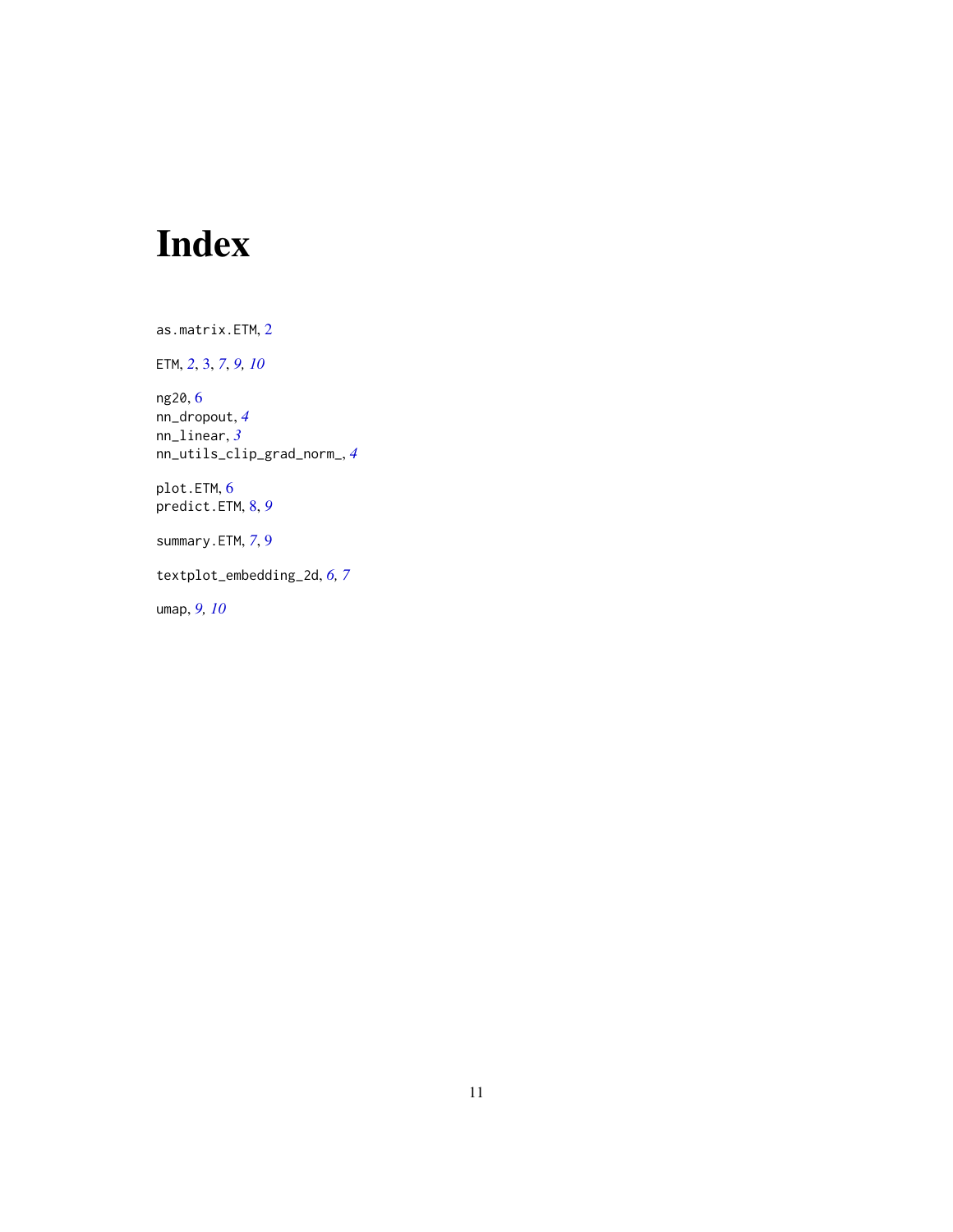# Index

as.matrix.ETM, 2

ETM, *2*, 3, *7*, *9, 10*

ng20, 6
nn_dropout, *4*
nn_linear, *3*
nn_utils_clip_grad_norm_, *4*

plot.ETM, 6
predict.ETM, 8, *9*

summary.ETM, *7*, 9

textplot_embedding_2d, *6, 7*

umap, *9, 10*